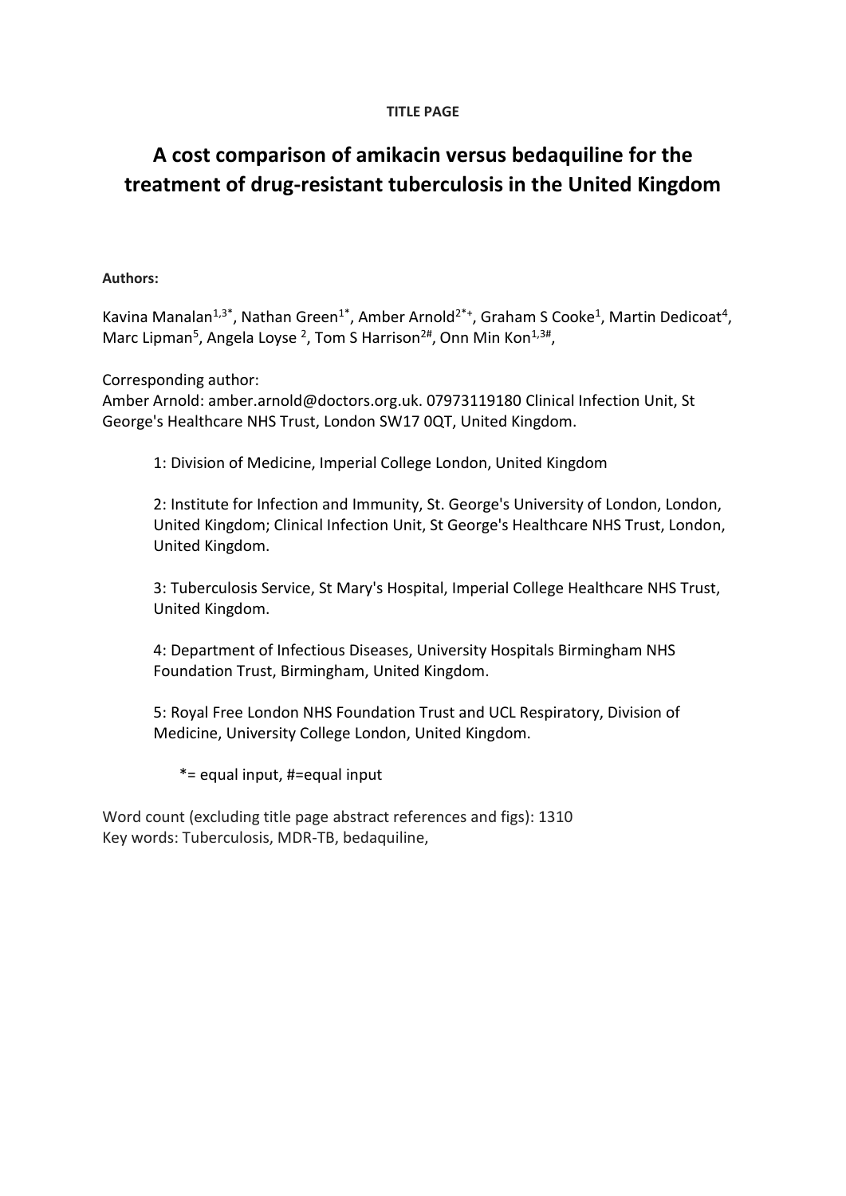**TITLE PAGE**

# A cost comparison of amikacin versus bedaquiline for the treatment of drug-resistant tuberculosis in the United Kingdom

**Authors:**

Kavina Manalan[1,3*], Nathan Green[1*], Amber Arnold[2*+], Graham S Cooke[1], Martin Dedicoat[4], Marc Lipman[5], Angela Loyse [2], Tom S Harrison[2#], Onn Min Kon[1,3#],

Corresponding author:
Amber Arnold: amber.arnold@doctors.org.uk. 07973119180 Clinical Infection Unit, St George's Healthcare NHS Trust, London SW17 0QT, United Kingdom.

1: Division of Medicine, Imperial College London, United Kingdom

2: Institute for Infection and Immunity, St. George's University of London, London, United Kingdom; Clinical Infection Unit, St George's Healthcare NHS Trust, London, United Kingdom.

3: Tuberculosis Service, St Mary's Hospital, Imperial College Healthcare NHS Trust, United Kingdom.

4: Department of Infectious Diseases, University Hospitals Birmingham NHS Foundation Trust, Birmingham, United Kingdom.

5: Royal Free London NHS Foundation Trust and UCL Respiratory, Division of Medicine, University College London, United Kingdom.

*= equal input, #=equal input

Word count (excluding title page abstract references and figs): 1310
Key words: Tuberculosis, MDR-TB, bedaquiline,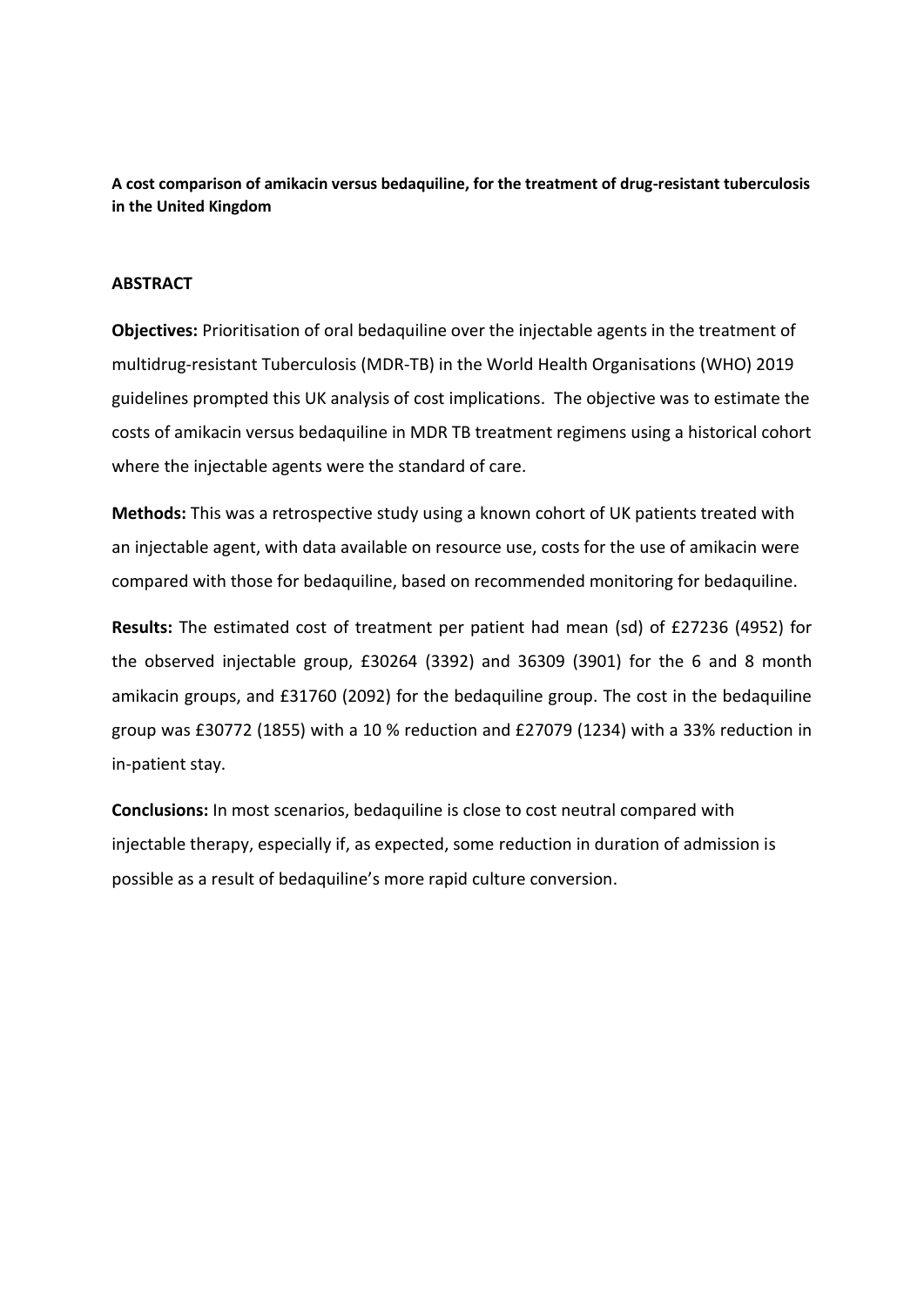**A cost comparison of amikacin versus bedaquiline, for the treatment of drug-resistant tuberculosis in the United Kingdom**

## ABSTRACT

**Objectives:** Prioritisation of oral bedaquiline over the injectable agents in the treatment of multidrug-resistant Tuberculosis (MDR-TB) in the World Health Organisations (WHO) 2019 guidelines prompted this UK analysis of cost implications. The objective was to estimate the costs of amikacin versus bedaquiline in MDR TB treatment regimens using a historical cohort where the injectable agents were the standard of care.

**Methods:** This was a retrospective study using a known cohort of UK patients treated with an injectable agent, with data available on resource use, costs for the use of amikacin were compared with those for bedaquiline, based on recommended monitoring for bedaquiline.

**Results:** The estimated cost of treatment per patient had mean (sd) of £27236 (4952) for the observed injectable group, £30264 (3392) and 36309 (3901) for the 6 and 8 month amikacin groups, and £31760 (2092) for the bedaquiline group. The cost in the bedaquiline group was £30772 (1855) with a 10 % reduction and £27079 (1234) with a 33% reduction in in-patient stay.

**Conclusions:** In most scenarios, bedaquiline is close to cost neutral compared with injectable therapy, especially if, as expected, some reduction in duration of admission is possible as a result of bedaquiline's more rapid culture conversion.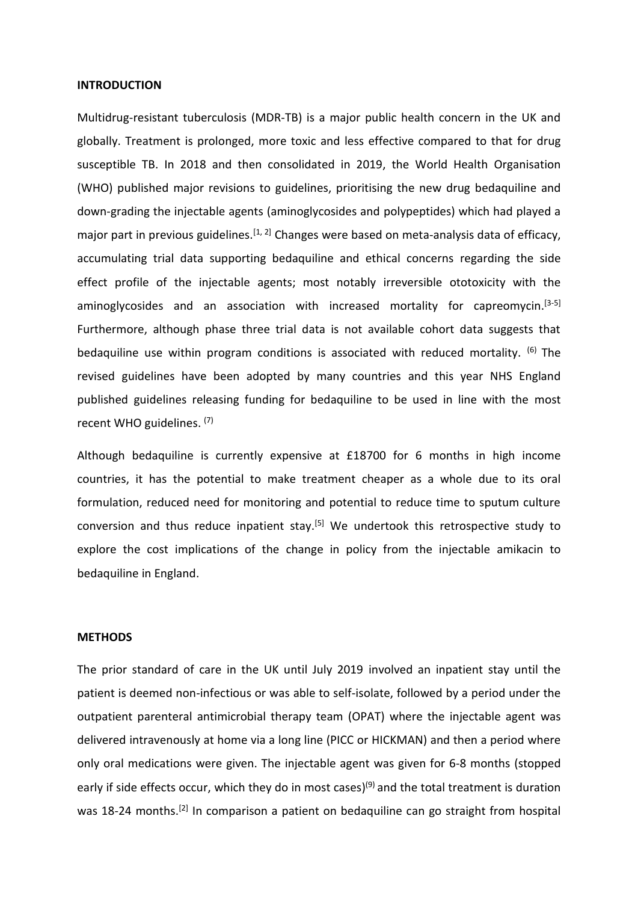## INTRODUCTION

Multidrug-resistant tuberculosis (MDR-TB) is a major public health concern in the UK and globally. Treatment is prolonged, more toxic and less effective compared to that for drug susceptible TB. In 2018 and then consolidated in 2019, the World Health Organisation (WHO) published major revisions to guidelines, prioritising the new drug bedaquiline and down-grading the injectable agents (aminoglycosides and polypeptides) which had played a major part in previous guidelines.[1, 2] Changes were based on meta-analysis data of efficacy, accumulating trial data supporting bedaquiline and ethical concerns regarding the side effect profile of the injectable agents; most notably irreversible ototoxicity with the aminoglycosides and an association with increased mortality for capreomycin.[3-5] Furthermore, although phase three trial data is not available cohort data suggests that bedaquiline use within program conditions is associated with reduced mortality. (6) The revised guidelines have been adopted by many countries and this year NHS England published guidelines releasing funding for bedaquiline to be used in line with the most recent WHO guidelines. (7)

Although bedaquiline is currently expensive at £18700 for 6 months in high income countries, it has the potential to make treatment cheaper as a whole due to its oral formulation, reduced need for monitoring and potential to reduce time to sputum culture conversion and thus reduce inpatient stay.[5] We undertook this retrospective study to explore the cost implications of the change in policy from the injectable amikacin to bedaquiline in England.

## METHODS

The prior standard of care in the UK until July 2019 involved an inpatient stay until the patient is deemed non-infectious or was able to self-isolate, followed by a period under the outpatient parenteral antimicrobial therapy team (OPAT) where the injectable agent was delivered intravenously at home via a long line (PICC or HICKMAN) and then a period where only oral medications were given. The injectable agent was given for 6-8 months (stopped early if side effects occur, which they do in most cases)(9) and the total treatment is duration was 18-24 months.[2] In comparison a patient on bedaquiline can go straight from hospital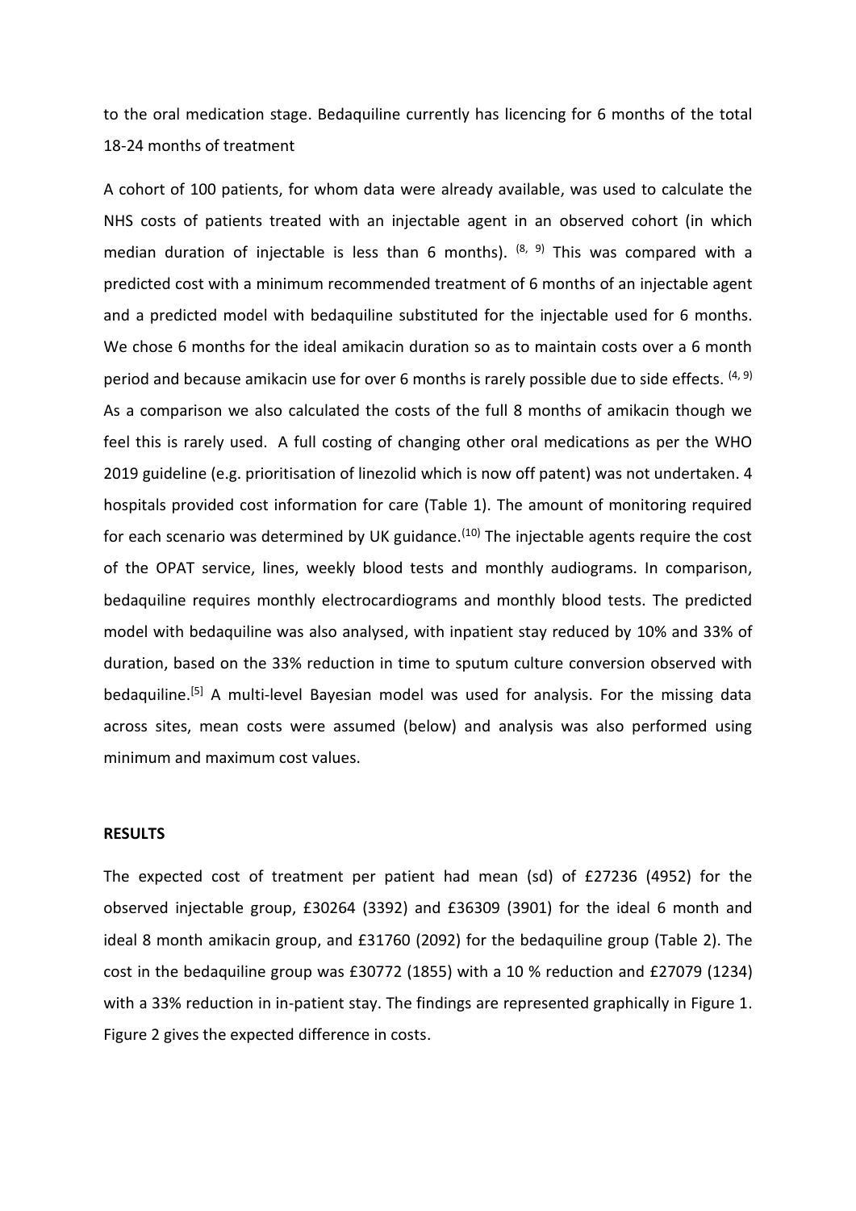to the oral medication stage. Bedaquiline currently has licencing for 6 months of the total 18-24 months of treatment

A cohort of 100 patients, for whom data were already available, was used to calculate the NHS costs of patients treated with an injectable agent in an observed cohort (in which median duration of injectable is less than 6 months). [8, 9] This was compared with a predicted cost with a minimum recommended treatment of 6 months of an injectable agent and a predicted model with bedaquiline substituted for the injectable used for 6 months. We chose 6 months for the ideal amikacin duration so as to maintain costs over a 6 month period and because amikacin use for over 6 months is rarely possible due to side effects. [4, 9] As a comparison we also calculated the costs of the full 8 months of amikacin though we feel this is rarely used. A full costing of changing other oral medications as per the WHO 2019 guideline (e.g. prioritisation of linezolid which is now off patent) was not undertaken. 4 hospitals provided cost information for care (Table 1). The amount of monitoring required for each scenario was determined by UK guidance.[10] The injectable agents require the cost of the OPAT service, lines, weekly blood tests and monthly audiograms. In comparison, bedaquiline requires monthly electrocardiograms and monthly blood tests. The predicted model with bedaquiline was also analysed, with inpatient stay reduced by 10% and 33% of duration, based on the 33% reduction in time to sputum culture conversion observed with bedaquiline.[5] A multi-level Bayesian model was used for analysis. For the missing data across sites, mean costs were assumed (below) and analysis was also performed using minimum and maximum cost values.

**RESULTS**

The expected cost of treatment per patient had mean (sd) of £27236 (4952) for the observed injectable group, £30264 (3392) and £36309 (3901) for the ideal 6 month and ideal 8 month amikacin group, and £31760 (2092) for the bedaquiline group (Table 2). The cost in the bedaquiline group was £30772 (1855) with a 10 % reduction and £27079 (1234) with a 33% reduction in in-patient stay. The findings are represented graphically in Figure 1. Figure 2 gives the expected difference in costs.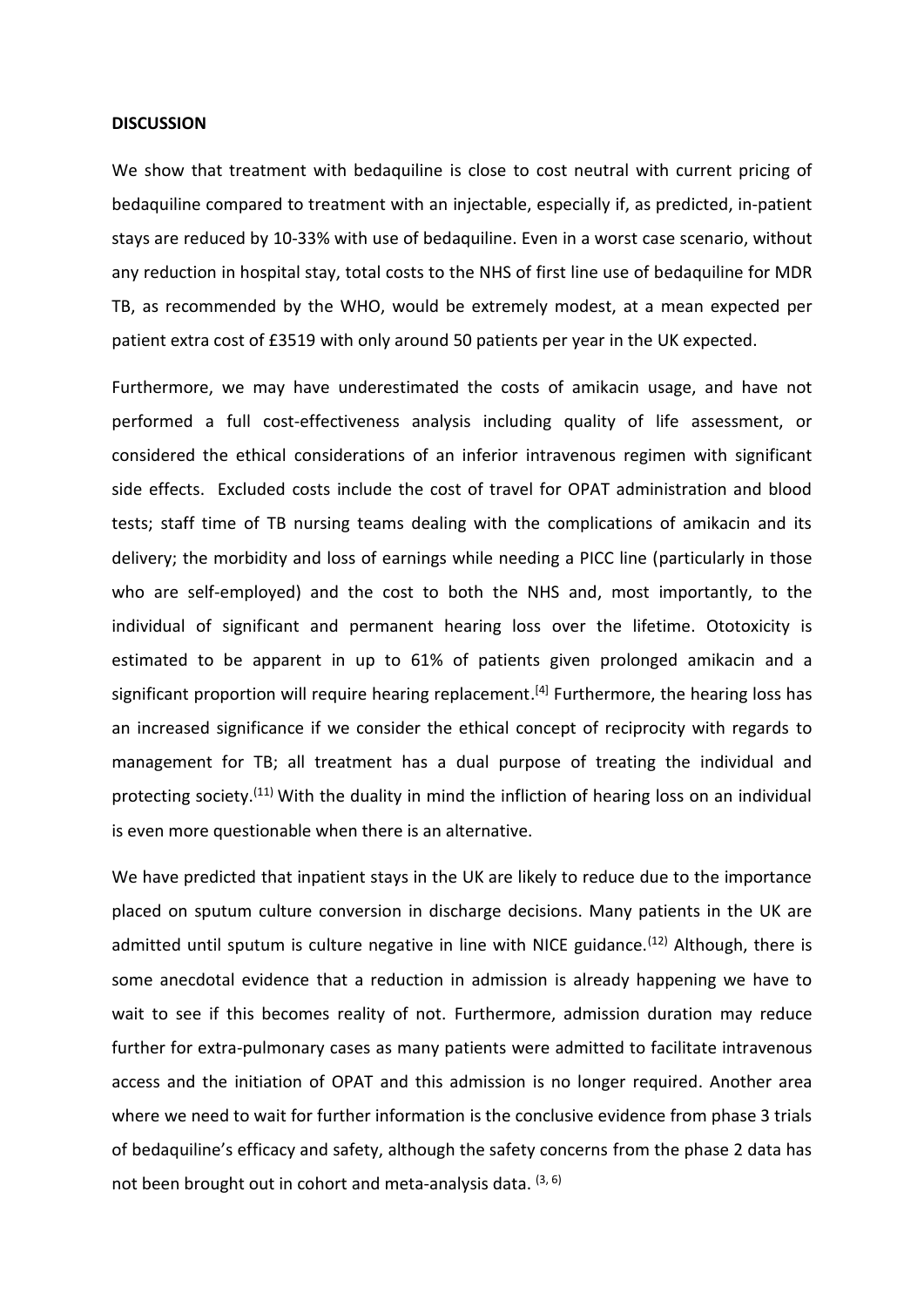**DISCUSSION**

We show that treatment with bedaquiline is close to cost neutral with current pricing of bedaquiline compared to treatment with an injectable, especially if, as predicted, in-patient stays are reduced by 10-33% with use of bedaquiline. Even in a worst case scenario, without any reduction in hospital stay, total costs to the NHS of first line use of bedaquiline for MDR TB, as recommended by the WHO, would be extremely modest, at a mean expected per patient extra cost of £3519 with only around 50 patients per year in the UK expected.

Furthermore, we may have underestimated the costs of amikacin usage, and have not performed a full cost-effectiveness analysis including quality of life assessment, or considered the ethical considerations of an inferior intravenous regimen with significant side effects. Excluded costs include the cost of travel for OPAT administration and blood tests; staff time of TB nursing teams dealing with the complications of amikacin and its delivery; the morbidity and loss of earnings while needing a PICC line (particularly in those who are self-employed) and the cost to both the NHS and, most importantly, to the individual of significant and permanent hearing loss over the lifetime. Ototoxicity is estimated to be apparent in up to 61% of patients given prolonged amikacin and a significant proportion will require hearing replacement.[4] Furthermore, the hearing loss has an increased significance if we consider the ethical concept of reciprocity with regards to management for TB; all treatment has a dual purpose of treating the individual and protecting society.(11) With the duality in mind the infliction of hearing loss on an individual is even more questionable when there is an alternative.

We have predicted that inpatient stays in the UK are likely to reduce due to the importance placed on sputum culture conversion in discharge decisions. Many patients in the UK are admitted until sputum is culture negative in line with NICE guidance.(12) Although, there is some anecdotal evidence that a reduction in admission is already happening we have to wait to see if this becomes reality of not. Furthermore, admission duration may reduce further for extra-pulmonary cases as many patients were admitted to facilitate intravenous access and the initiation of OPAT and this admission is no longer required. Another area where we need to wait for further information is the conclusive evidence from phase 3 trials of bedaquiline's efficacy and safety, although the safety concerns from the phase 2 data has not been brought out in cohort and meta-analysis data. (3, 6)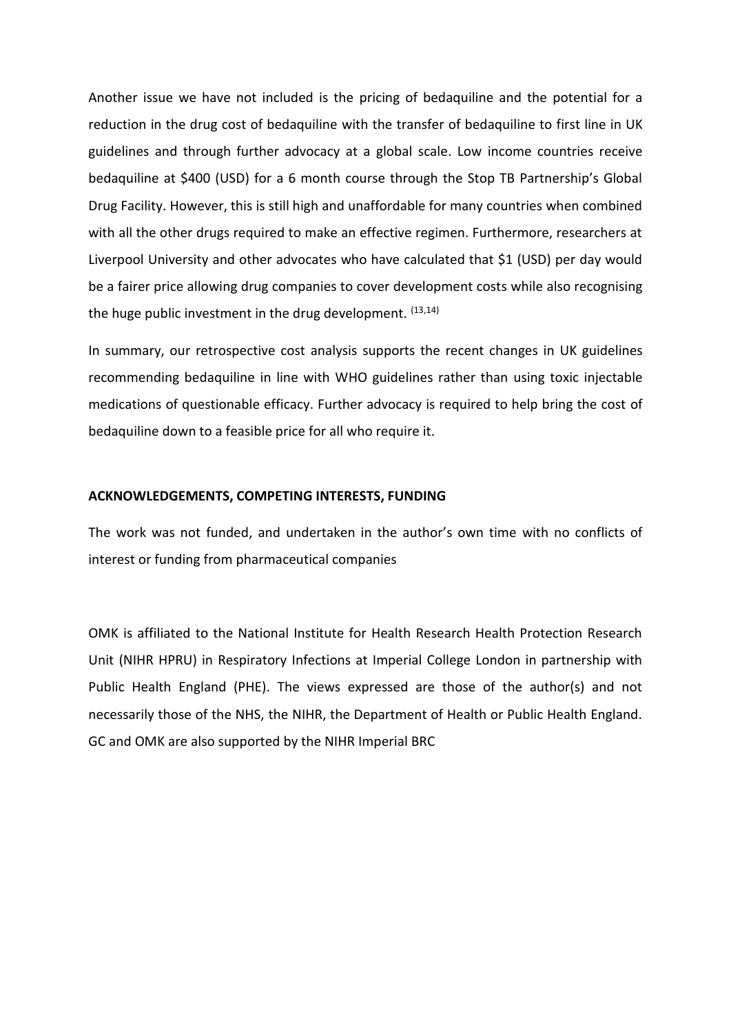Another issue we have not included is the pricing of bedaquiline and the potential for a reduction in the drug cost of bedaquiline with the transfer of bedaquiline to first line in UK guidelines and through further advocacy at a global scale. Low income countries receive bedaquiline at \$400 (USD) for a 6 month course through the Stop TB Partnership's Global Drug Facility. However, this is still high and unaffordable for many countries when combined with all the other drugs required to make an effective regimen. Furthermore, researchers at Liverpool University and other advocates who have calculated that \$1 (USD) per day would be a fairer price allowing drug companies to cover development costs while also recognising the huge public investment in the drug development. [13,14]

In summary, our retrospective cost analysis supports the recent changes in UK guidelines recommending bedaquiline in line with WHO guidelines rather than using toxic injectable medications of questionable efficacy. Further advocacy is required to help bring the cost of bedaquiline down to a feasible price for all who require it.

**ACKNOWLEDGEMENTS, COMPETING INTERESTS, FUNDING**

The work was not funded, and undertaken in the author's own time with no conflicts of interest or funding from pharmaceutical companies

OMK is affiliated to the National Institute for Health Research Health Protection Research Unit (NIHR HPRU) in Respiratory Infections at Imperial College London in partnership with Public Health England (PHE). The views expressed are those of the author(s) and not necessarily those of the NHS, the NIHR, the Department of Health or Public Health England. GC and OMK are also supported by the NIHR Imperial BRC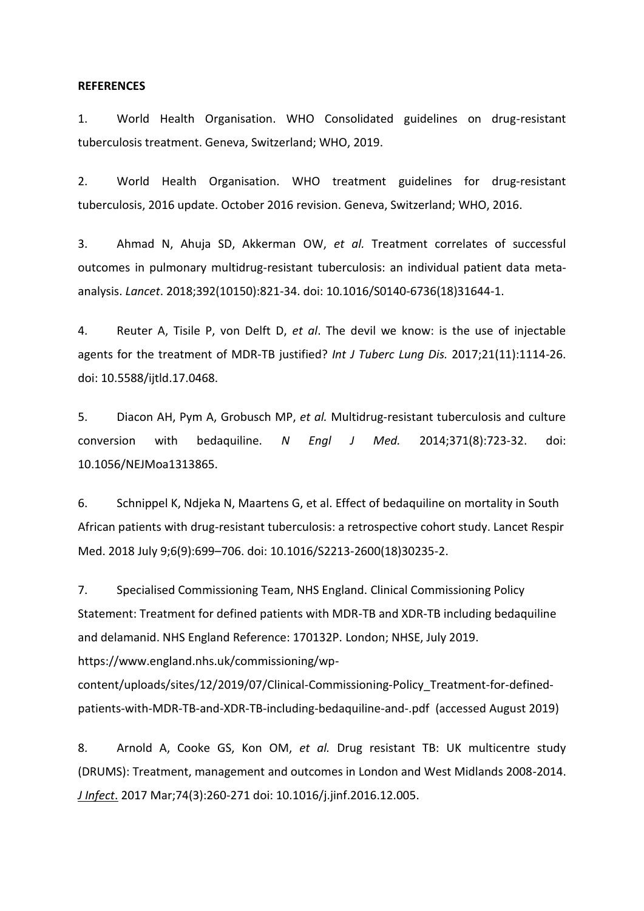**REFERENCES**

1. World Health Organisation. WHO Consolidated guidelines on drug-resistant tuberculosis treatment. Geneva, Switzerland; WHO, 2019.

2. World Health Organisation. WHO treatment guidelines for drug-resistant tuberculosis, 2016 update. October 2016 revision. Geneva, Switzerland; WHO, 2016.

3. Ahmad N, Ahuja SD, Akkerman OW, *et al.* Treatment correlates of successful outcomes in pulmonary multidrug-resistant tuberculosis: an individual patient data meta-analysis. *Lancet*. 2018;392(10150):821-34. doi: 10.1016/S0140-6736(18)31644-1.

4. Reuter A, Tisile P, von Delft D, *et al*. The devil we know: is the use of injectable agents for the treatment of MDR-TB justified? *Int J Tuberc Lung Dis.* 2017;21(11):1114-26. doi: 10.5588/ijtld.17.0468.

5. Diacon AH, Pym A, Grobusch MP, *et al.* Multidrug-resistant tuberculosis and culture conversion with bedaquiline. *N Engl J Med.* 2014;371(8):723-32. doi: 10.1056/NEJMoa1313865.

6. Schnippel K, Ndjeka N, Maartens G, et al. Effect of bedaquiline on mortality in South African patients with drug-resistant tuberculosis: a retrospective cohort study. Lancet Respir Med. 2018 July 9;6(9):699–706. doi: 10.1016/S2213-2600(18)30235-2.

7. Specialised Commissioning Team, NHS England. Clinical Commissioning Policy Statement: Treatment for defined patients with MDR-TB and XDR-TB including bedaquiline and delamanid. NHS England Reference: 170132P. London; NHSE, July 2019. https://www.england.nhs.uk/commissioning/wp-content/uploads/sites/12/2019/07/Clinical-Commissioning-Policy_Treatment-for-defined-patients-with-MDR-TB-and-XDR-TB-including-bedaquiline-and-.pdf (accessed August 2019)

8. Arnold A, Cooke GS, Kon OM, *et al.* Drug resistant TB: UK multicentre study (DRUMS): Treatment, management and outcomes in London and West Midlands 2008-2014. *J Infect*. 2017 Mar;74(3):260-271 doi: 10.1016/j.jinf.2016.12.005.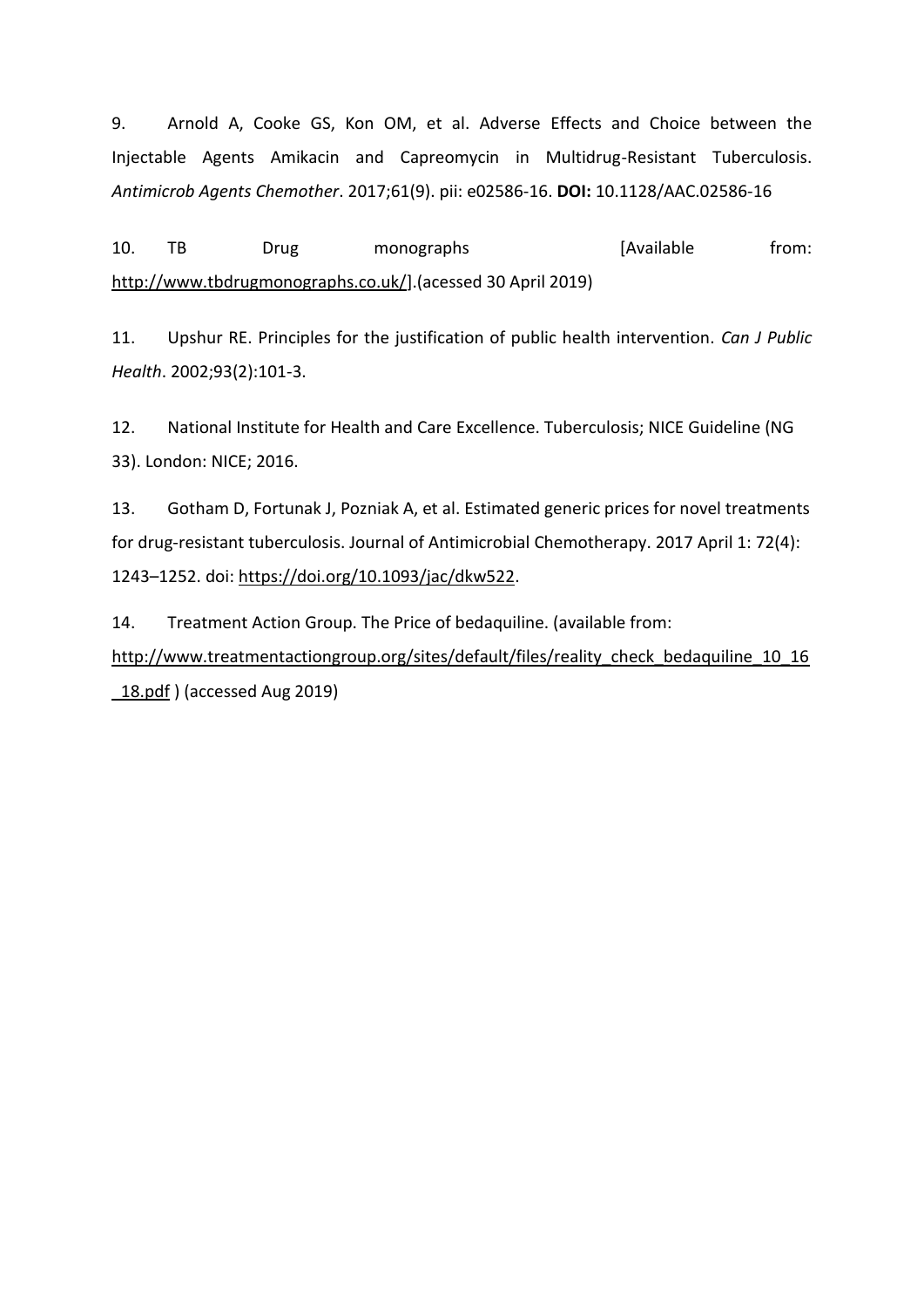9. Arnold A, Cooke GS, Kon OM, et al. Adverse Effects and Choice between the Injectable Agents Amikacin and Capreomycin in Multidrug-Resistant Tuberculosis. *Antimicrob Agents Chemother*. 2017;61(9). pii: e02586-16. **DOI:** 10.1128/AAC.02586-16

10. TB Drug monographs [Available from: http://www.tbdrugmonographs.co.uk/].(acessed 30 April 2019)

11. Upshur RE. Principles for the justification of public health intervention. *Can J Public Health*. 2002;93(2):101-3.

12. National Institute for Health and Care Excellence. Tuberculosis; NICE Guideline (NG 33). London: NICE; 2016.

13. Gotham D, Fortunak J, Pozniak A, et al. Estimated generic prices for novel treatments for drug-resistant tuberculosis. Journal of Antimicrobial Chemotherapy. 2017 April 1: 72(4): 1243–1252. doi: https://doi.org/10.1093/jac/dkw522.

14. Treatment Action Group. The Price of bedaquiline. (available from: http://www.treatmentactiongroup.org/sites/default/files/reality_check_bedaquiline_10_16_18.pdf ) (accessed Aug 2019)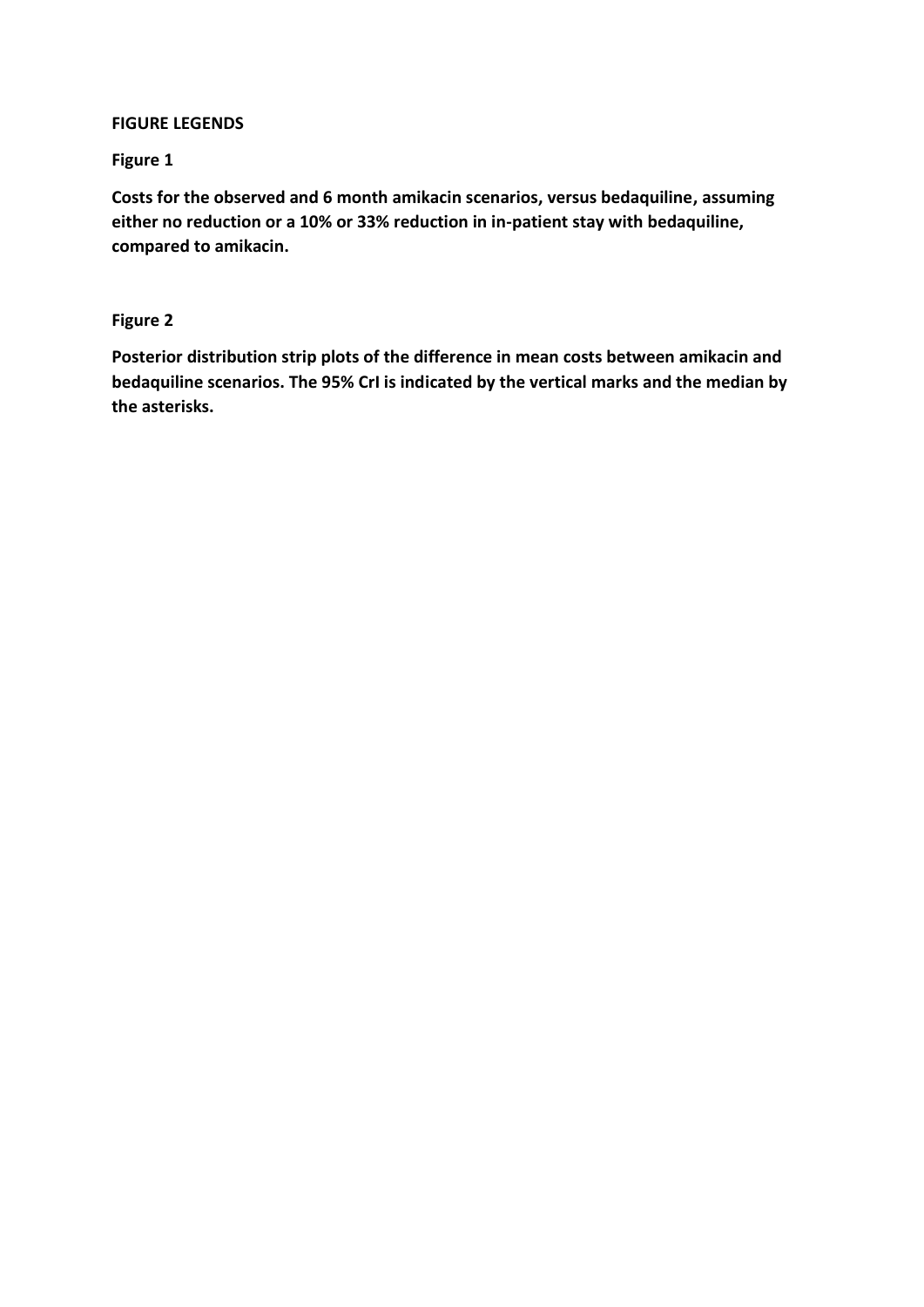**FIGURE LEGENDS**

**Figure 1**

**Costs for the observed and 6 month amikacin scenarios, versus bedaquiline, assuming either no reduction or a 10% or 33% reduction in in-patient stay with bedaquiline, compared to amikacin.**

**Figure 2**

**Posterior distribution strip plots of the difference in mean costs between amikacin and bedaquiline scenarios. The 95% CrI is indicated by the vertical marks and the median by the asterisks.**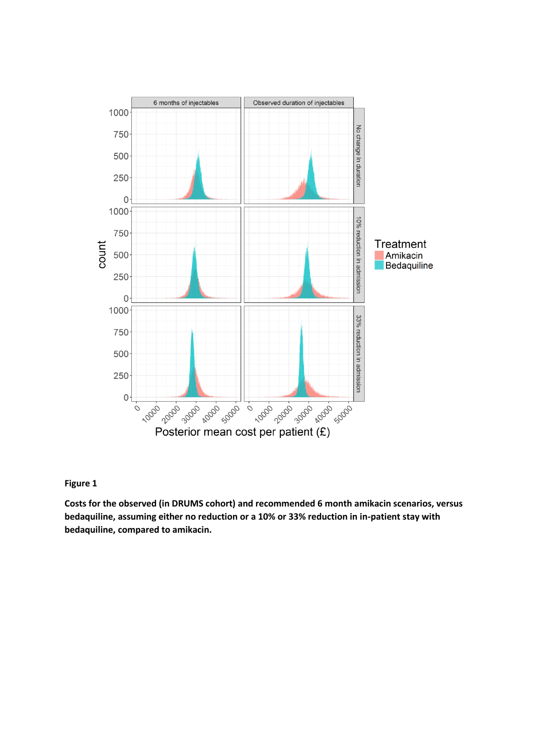**Figure 1**

**Costs for the observed (in DRUMS cohort) and recommended 6 month amikacin scenarios, versus bedaquiline, assuming either no reduction or a 10% or 33% reduction in in-patient stay with bedaquiline, compared to amikacin.**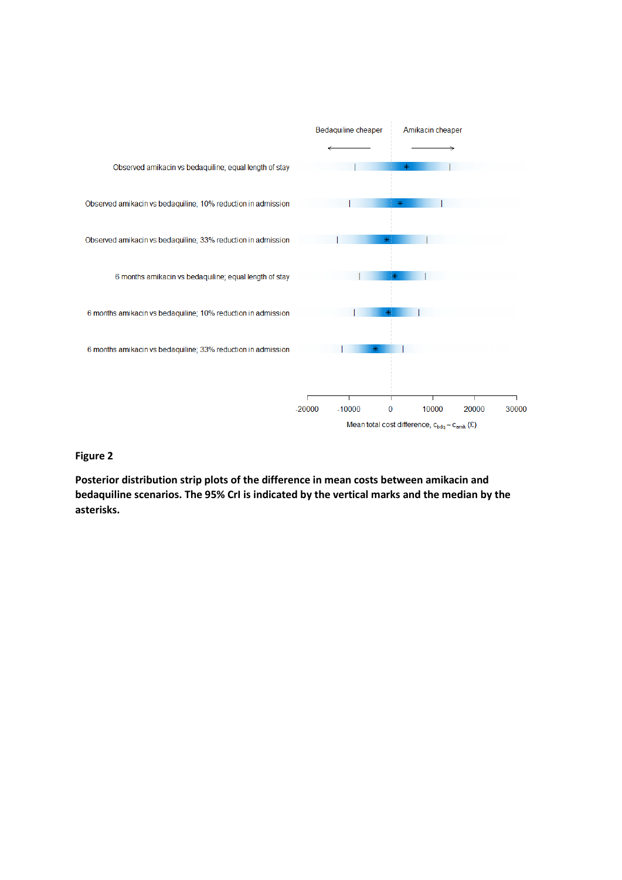Bedaquiline cheaper

Amikacin cheaper

Observed amikacin vs bedaquiline; equal length of stay

Observed amikacin vs bedaquiline; 10% reduction in admission

Observed amikacin vs bedaquiline; 33% reduction in admission

6 months amikacin vs bedaquiline; equal length of stay

6 months amikacin vs bedaquiline; 10% reduction in admission

6 months amikacin vs bedaquiline; 33% reduction in admission

-20000 -10000 0 10000 20000 30000

Mean total cost difference, $c_{bdq} - c_{amik}$ (£)

**Figure 2**

**Posterior distribution strip plots of the difference in mean costs between amikacin and bedaquiline scenarios. The 95% CrI is indicated by the vertical marks and the median by the asterisks.**